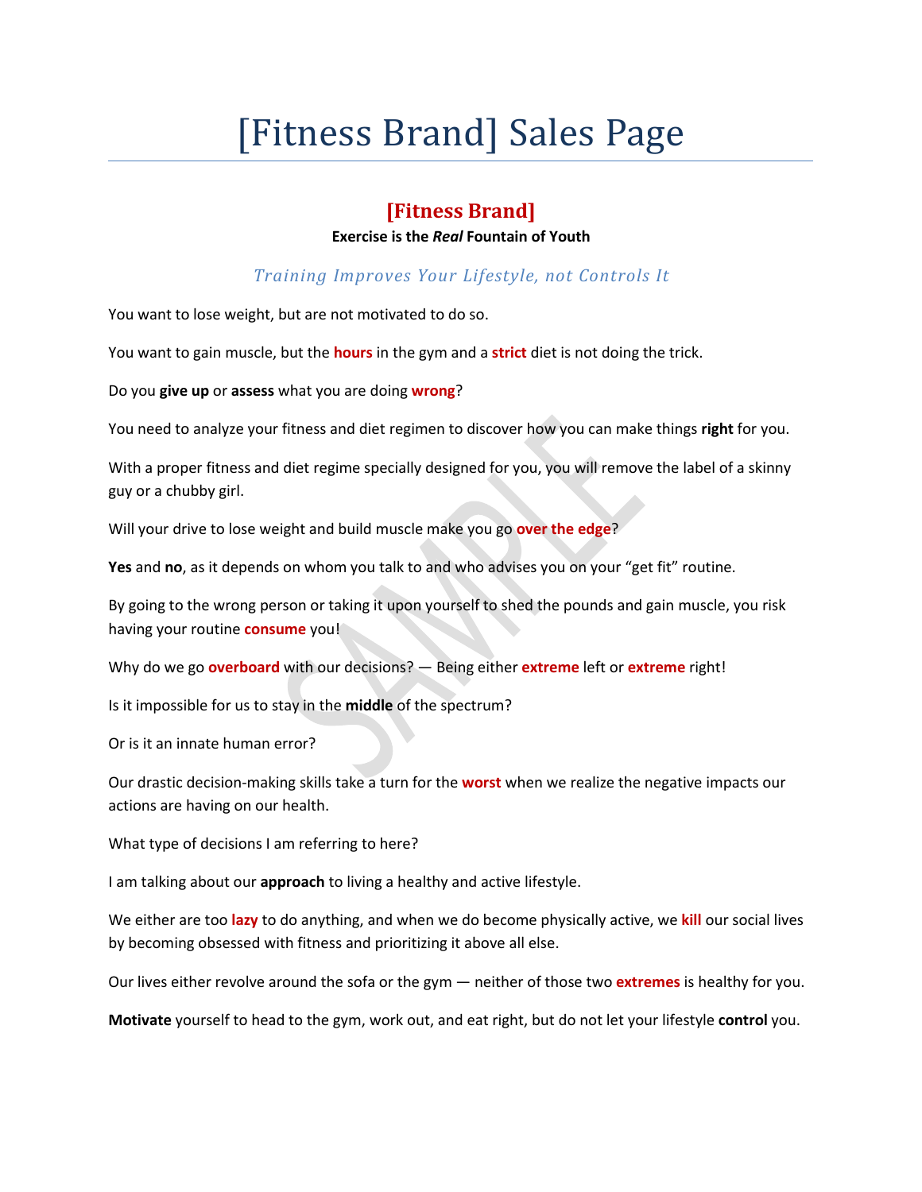# [Fitness Brand] Sales Page

## [Fitness Brand]

**Exercise is the *Real* Fountain of Youth**

### *Training Improves Your Lifestyle, not Controls It*

You want to lose weight, but are not motivated to do so.

You want to gain muscle, but the **hours** in the gym and a **strict** diet is not doing the trick.

Do you **give up** or **assess** what you are doing **wrong**?

You need to analyze your fitness and diet regimen to discover how you can make things **right** for you.

With a proper fitness and diet regime specially designed for you, you will remove the label of a skinny guy or a chubby girl.

Will your drive to lose weight and build muscle make you go **over the edge**?

**Yes** and **no**, as it depends on whom you talk to and who advises you on your "get fit" routine.

By going to the wrong person or taking it upon yourself to shed the pounds and gain muscle, you risk having your routine **consume** you!

Why do we go **overboard** with our decisions? — Being either **extreme** left or **extreme** right!

Is it impossible for us to stay in the **middle** of the spectrum?

Or is it an innate human error?

Our drastic decision-making skills take a turn for the **worst** when we realize the negative impacts our actions are having on our health.

What type of decisions I am referring to here?

I am talking about our **approach** to living a healthy and active lifestyle.

We either are too **lazy** to do anything, and when we do become physically active, we **kill** our social lives by becoming obsessed with fitness and prioritizing it above all else.

Our lives either revolve around the sofa or the gym — neither of those two **extremes** is healthy for you.

**Motivate** yourself to head to the gym, work out, and eat right, but do not let your lifestyle **control** you.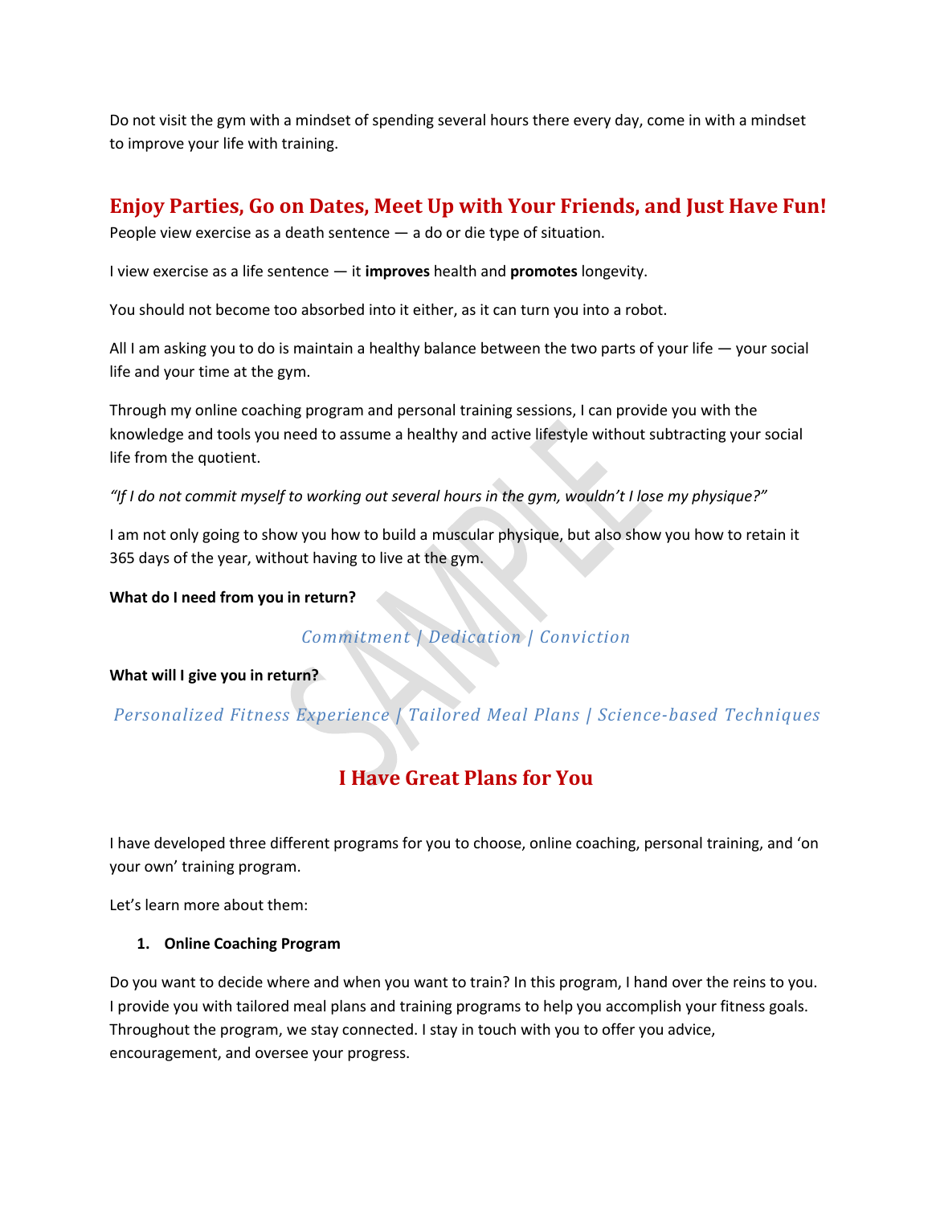Do not visit the gym with a mindset of spending several hours there every day, come in with a mindset to improve your life with training.

## Enjoy Parties, Go on Dates, Meet Up with Your Friends, and Just Have Fun!

People view exercise as a death sentence — a do or die type of situation.

I view exercise as a life sentence — it **improves** health and **promotes** longevity.

You should not become too absorbed into it either, as it can turn you into a robot.

All I am asking you to do is maintain a healthy balance between the two parts of your life — your social life and your time at the gym.

Through my online coaching program and personal training sessions, I can provide you with the knowledge and tools you need to assume a healthy and active lifestyle without subtracting your social life from the quotient.

*"If I do not commit myself to working out several hours in the gym, wouldn't I lose my physique?"*

I am not only going to show you how to build a muscular physique, but also show you how to retain it 365 days of the year, without having to live at the gym.

**What do I need from you in return?**

*Commitment | Dedication | Conviction*

**What will I give you in return?**

*Personalized Fitness Experience | Tailored Meal Plans | Science-based Techniques*

## I Have Great Plans for You

I have developed three different programs for you to choose, online coaching, personal training, and 'on your own' training program.

Let's learn more about them:

1. **Online Coaching Program**

Do you want to decide where and when you want to train? In this program, I hand over the reins to you. I provide you with tailored meal plans and training programs to help you accomplish your fitness goals. Throughout the program, we stay connected. I stay in touch with you to offer you advice, encouragement, and oversee your progress.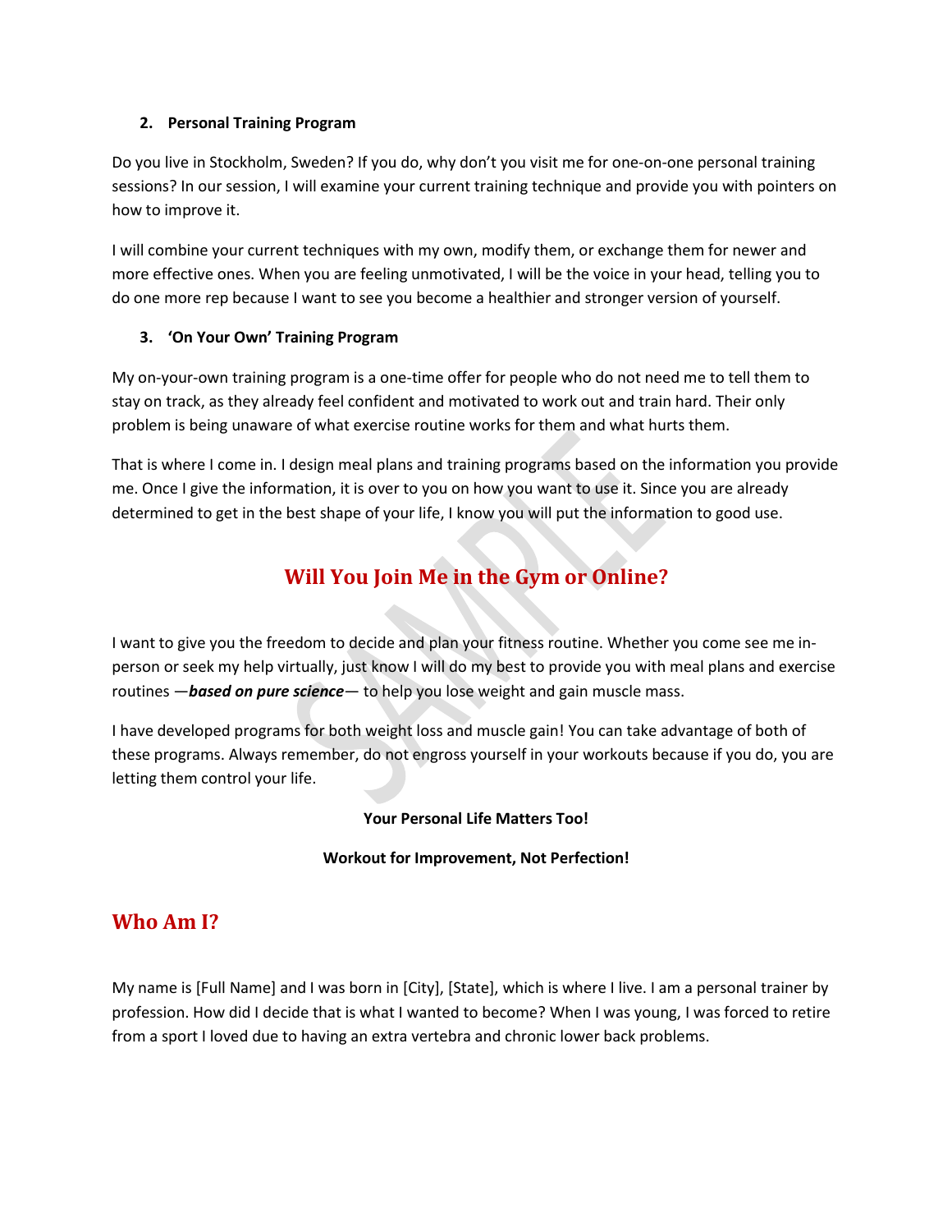2. **Personal Training Program**

Do you live in Stockholm, Sweden? If you do, why don't you visit me for one-on-one personal training sessions? In our session, I will examine your current training technique and provide you with pointers on how to improve it.

I will combine your current techniques with my own, modify them, or exchange them for newer and more effective ones. When you are feeling unmotivated, I will be the voice in your head, telling you to do one more rep because I want to see you become a healthier and stronger version of yourself.

3. **'On Your Own' Training Program**

My on-your-own training program is a one-time offer for people who do not need me to tell them to stay on track, as they already feel confident and motivated to work out and train hard. Their only problem is being unaware of what exercise routine works for them and what hurts them.

That is where I come in. I design meal plans and training programs based on the information you provide me. Once I give the information, it is over to you on how you want to use it. Since you are already determined to get in the best shape of your life, I know you will put the information to good use.

## Will You Join Me in the Gym or Online?

I want to give you the freedom to decide and plan your fitness routine. Whether you come see me in-person or seek my help virtually, just know I will do my best to provide you with meal plans and exercise routines —***based on pure science***— to help you lose weight and gain muscle mass.

I have developed programs for both weight loss and muscle gain! You can take advantage of both of these programs. Always remember, do not engross yourself in your workouts because if you do, you are letting them control your life.

**Your Personal Life Matters Too!**

**Workout for Improvement, Not Perfection!**

## Who Am I?

My name is [Full Name] and I was born in [City], [State], which is where I live. I am a personal trainer by profession. How did I decide that is what I wanted to become? When I was young, I was forced to retire from a sport I loved due to having an extra vertebra and chronic lower back problems.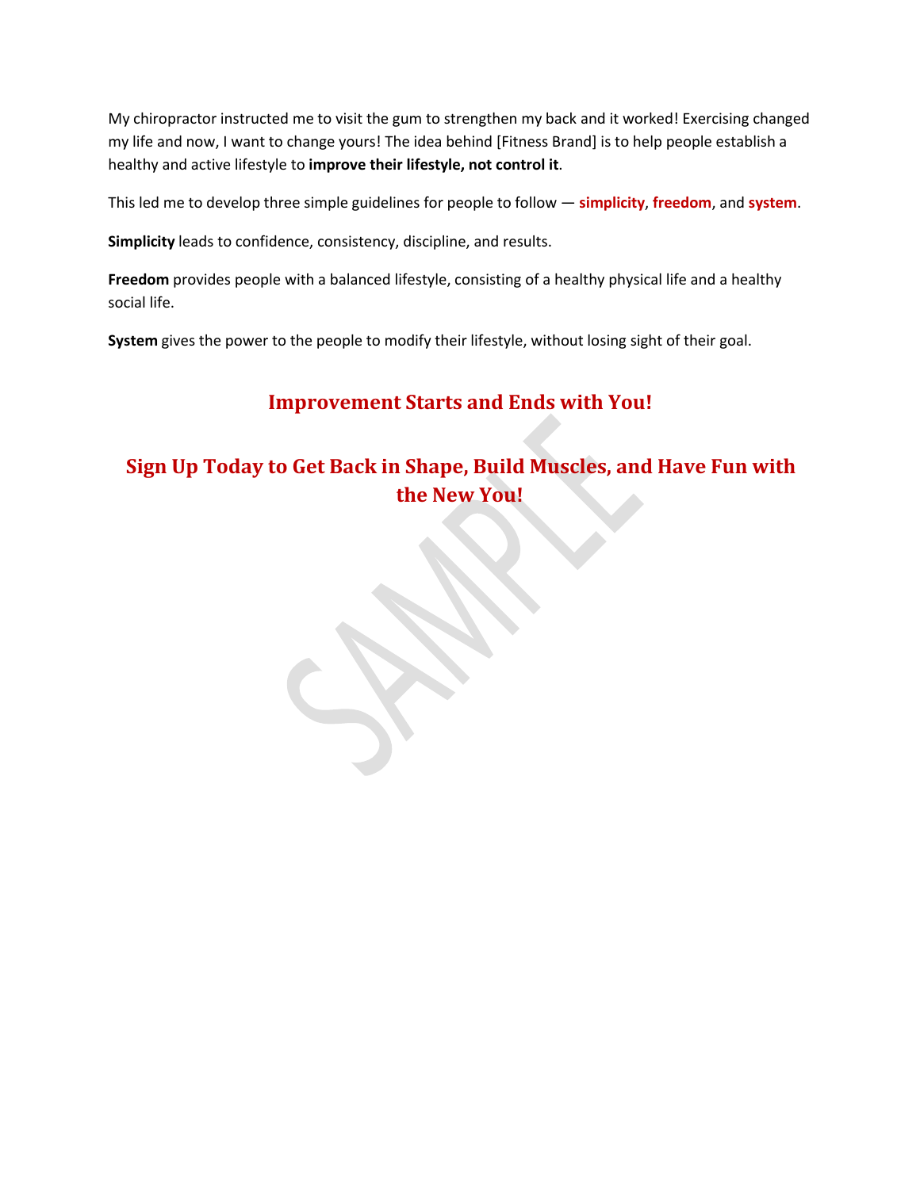My chiropractor instructed me to visit the gum to strengthen my back and it worked! Exercising changed my life and now, I want to change yours! The idea behind [Fitness Brand] is to help people establish a healthy and active lifestyle to **improve their lifestyle, not control it**.

This led me to develop three simple guidelines for people to follow — **simplicity**, **freedom**, and **system**.

**Simplicity** leads to confidence, consistency, discipline, and results.

**Freedom** provides people with a balanced lifestyle, consisting of a healthy physical life and a healthy social life.

**System** gives the power to the people to modify their lifestyle, without losing sight of their goal.

## Improvement Starts and Ends with You!

## Sign Up Today to Get Back in Shape, Build Muscles, and Have Fun with the New You!